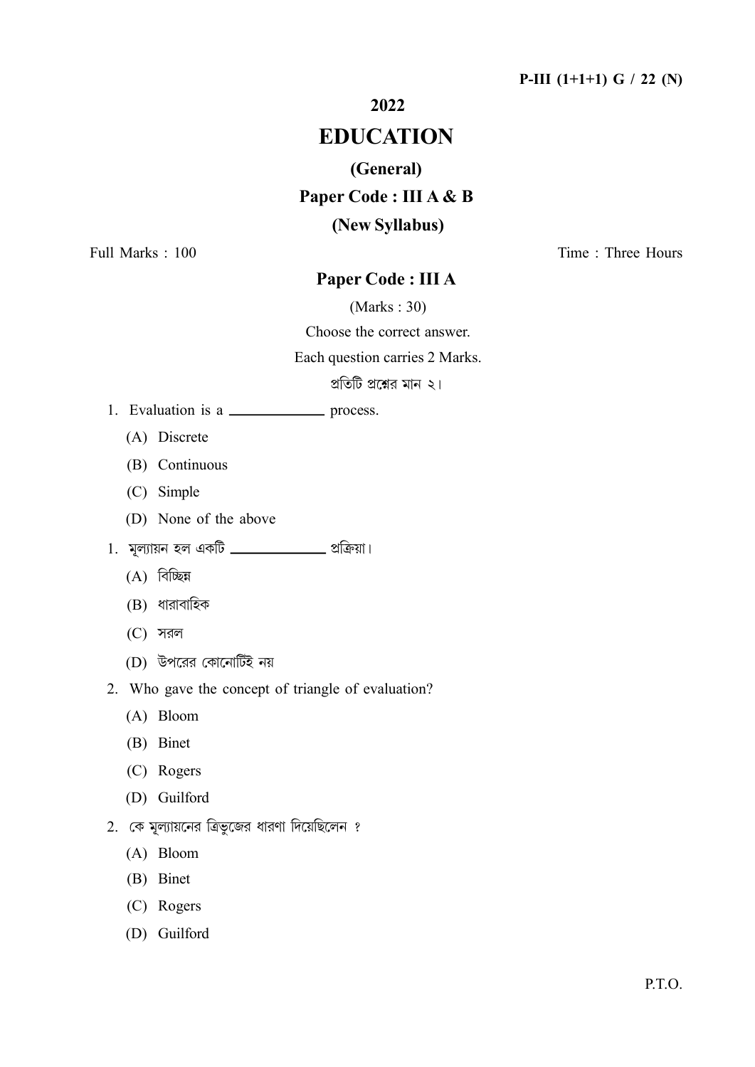**P-III (1+1+1) G / 22 (N)**

# 2022

# EDUCATION

## (General)

## Paper Code : III A & B

## (New Syllabus)

Full Marks : 100 Time : Three Hours

## Paper Code : III A

(Marks : 30)

Choose the correct answer.

Each question carries 2 Marks.

প্রতিটি প্রশ্নের মান ২।

1. Evaluation is a ____________ process.
   - (A) Discrete
   - (B) Continuous
   - (C) Simple
   - (D) None of the above

1. মূল্যায়ন হল একটি ____________ প্রক্রিয়া।
   - (A) বিচ্ছিন্ন
   - (B) ধারাবাহিক
   - (C) সরল
   - (D) উপরের কোনোটিই নয়

2. Who gave the concept of triangle of evaluation?
   - (A) Bloom
   - (B) Binet
   - (C) Rogers
   - (D) Guilford

2. কে মূল্যায়নের ত্রিভুজের ধারণা দিয়েছিলেন ?
   - (A) Bloom
   - (B) Binet
   - (C) Rogers
   - (D) Guilford

P.T.O.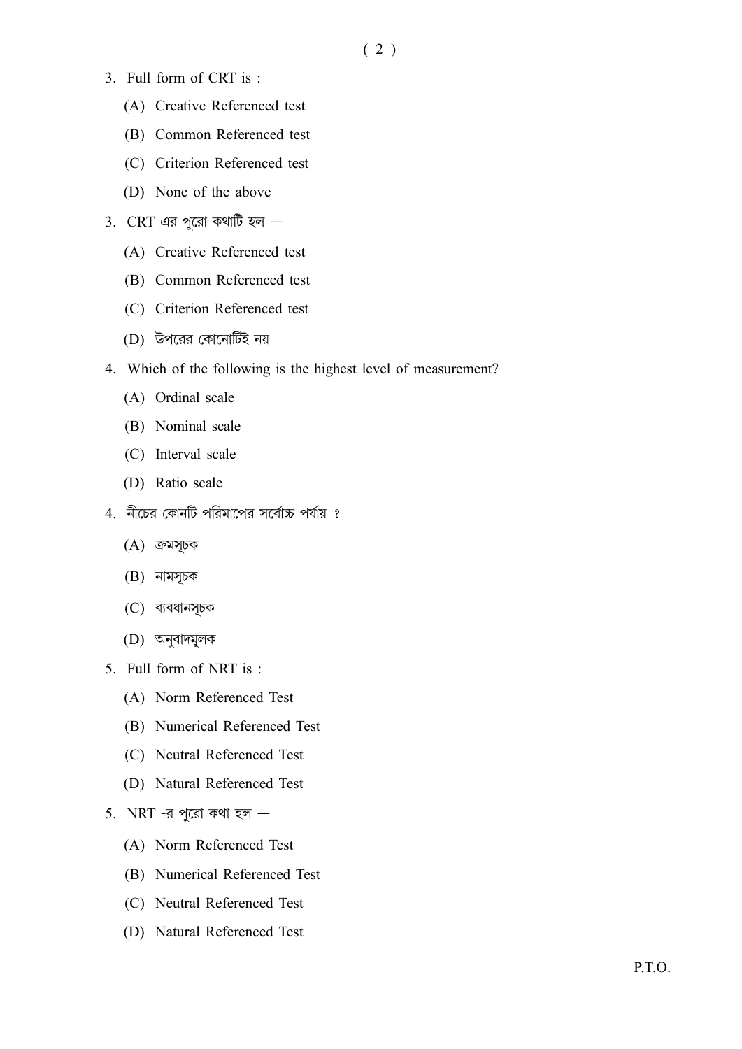3. Full form of CRT is :

   (A) Creative Referenced test

   (B) Common Referenced test

   (C) Criterion Referenced test

   (D) None of the above

3. CRT এর পুরো কথাটি হল —

   (A) Creative Referenced test

   (B) Common Referenced test

   (C) Criterion Referenced test

   (D) উপরের কোনোটিই নয়

4. Which of the following is the highest level of measurement?

   (A) Ordinal scale

   (B) Nominal scale

   (C) Interval scale

   (D) Ratio scale

4. নীচের কোনটি পরিমাপের সর্বোচ্চ পর্যায় ?

   (A) ক্রমসূচক

   (B) নামসূচক

   (C) ব্যবধানসূচক

   (D) অনুবাদমূলক

5. Full form of NRT is :

   (A) Norm Referenced Test

   (B) Numerical Referenced Test

   (C) Neutral Referenced Test

   (D) Natural Referenced Test

5. NRT -র পুরো কথা হল —

   (A) Norm Referenced Test

   (B) Numerical Referenced Test

   (C) Neutral Referenced Test

   (D) Natural Referenced Test

P.T.O.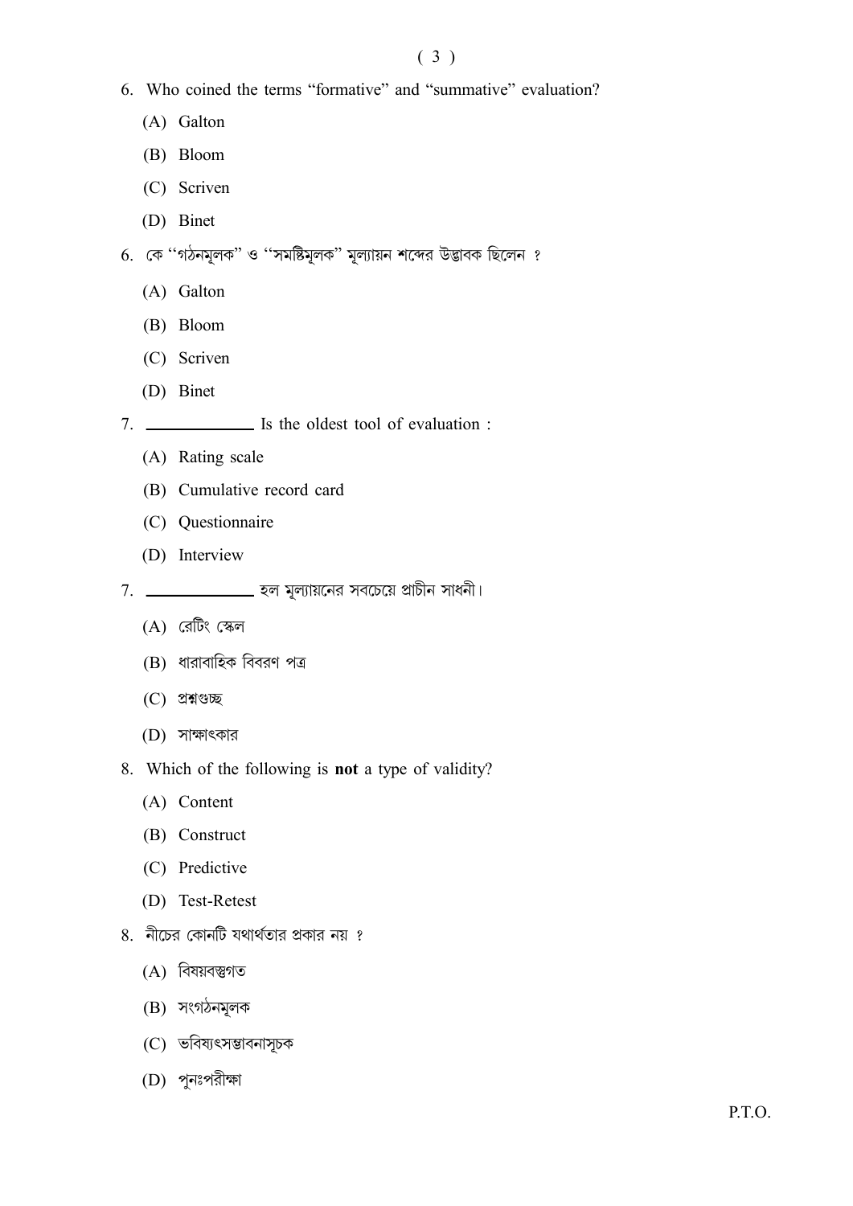6. Who coined the terms "formative" and "summative" evaluation?

   (A) Galton

   (B) Bloom

   (C) Scriven

   (D) Binet

6. কে ''গঠনমূলক'' ও ''সমষ্টিমূলক'' মূল্যায়ন শব্দের উদ্ভাবক ছিলেন ?

   (A) Galton

   (B) Bloom

   (C) Scriven

   (D) Binet

7. ____________ Is the oldest tool of evaluation :

   (A) Rating scale

   (B) Cumulative record card

   (C) Questionnaire

   (D) Interview

7. ____________ হল মূল্যায়নের সবচেয়ে প্রাচীন সাধনী।

   (A) রেটিং স্কেল

   (B) ধারাবাহিক বিবরণ পত্র

   (C) প্রশ্নগুচ্ছ

   (D) সাক্ষাৎকার

8. Which of the following is **not** a type of validity?

   (A) Content

   (B) Construct

   (C) Predictive

   (D) Test-Retest

8. নীচের কোনটি যথার্থতার প্রকার নয় ?

   (A) বিষয়বস্তুগত

   (B) সংগঠনমূলক

   (C) ভবিষ্যৎসম্ভাবনাসূচক

   (D) পুনঃপরীক্ষা

P.T.O.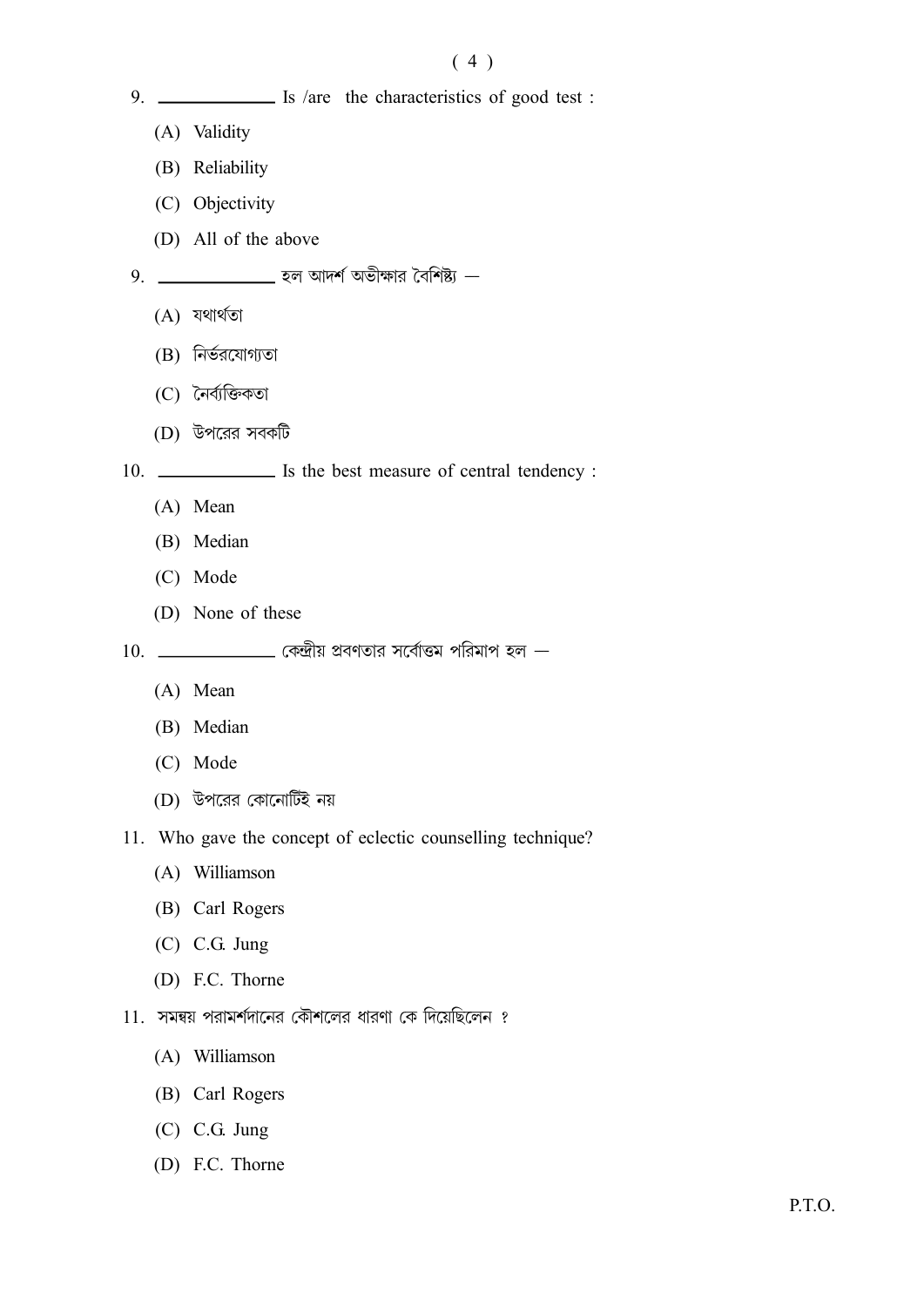9. \_\_\_\_\_\_\_\_\_\_\_\_ Is /are the characteristics of good test :

(A) Validity

(B) Reliability

(C) Objectivity

(D) All of the above

9. \_\_\_\_\_\_\_\_\_\_\_\_ হল আদর্শ অভীক্ষার বৈশিষ্ট্য —

(A) যথার্থতা

(B) নির্ভরযোগ্যতা

(C) নৈর্ব্যক্তিকতা

(D) উপরের সবকটি

10. \_\_\_\_\_\_\_\_\_\_\_\_ Is the best measure of central tendency :

(A) Mean

(B) Median

(C) Mode

(D) None of these

10. \_\_\_\_\_\_\_\_\_\_\_\_ কেন্দ্রীয় প্রবণতার সর্বোত্তম পরিমাপ হল —

(A) Mean

(B) Median

(C) Mode

(D) উপরের কোনোটিই নয়

11. Who gave the concept of eclectic counselling technique?

(A) Williamson

(B) Carl Rogers

(C) C.G. Jung

(D) F.C. Thorne

11. সমন্বয় পরামর্শদানের কৌশলের ধারণা কে দিয়েছিলেন ?

(A) Williamson

(B) Carl Rogers

(C) C.G. Jung

(D) F.C. Thorne

P.T.O.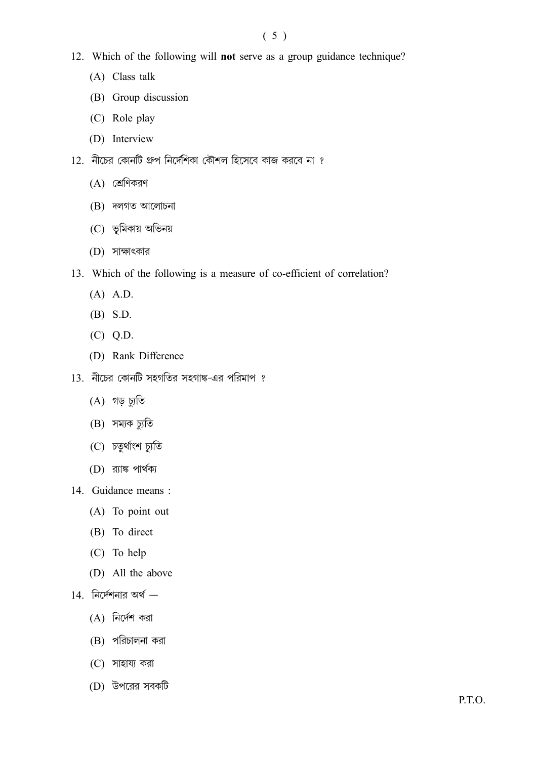12. Which of the following will **not** serve as a group guidance technique?

    (A) Class talk

    (B) Group discussion

    (C) Role play

    (D) Interview

12. নীচের কোনটি গ্রুপ নির্দেশিকা কৌশল হিসেবে কাজ করবে না ?

    (A) শ্রেণিকরণ

    (B) দলগত আলোচনা

    (C) ভূমিকায় অভিনয়

    (D) সাক্ষাৎকার

13. Which of the following is a measure of co-efficient of correlation?

    (A) A.D.

    (B) S.D.

    (C) Q.D.

    (D) Rank Difference

13. নীচের কোনটি সহগতির সহগাঙ্ক-এর পরিমাপ ?

    (A) গড় চ্যুতি

    (B) সম্যক চ্যুতি

    (C) চতুর্থাংশ চ্যুতি

    (D) র‍্যাঙ্ক পার্থক্য

14. Guidance means :

    (A) To point out

    (B) To direct

    (C) To help

    (D) All the above

14. নির্দেশনার অর্থ —

    (A) নির্দেশ করা

    (B) পরিচালনা করা

    (C) সাহায্য করা

    (D) উপরের সবকটি

P.T.O.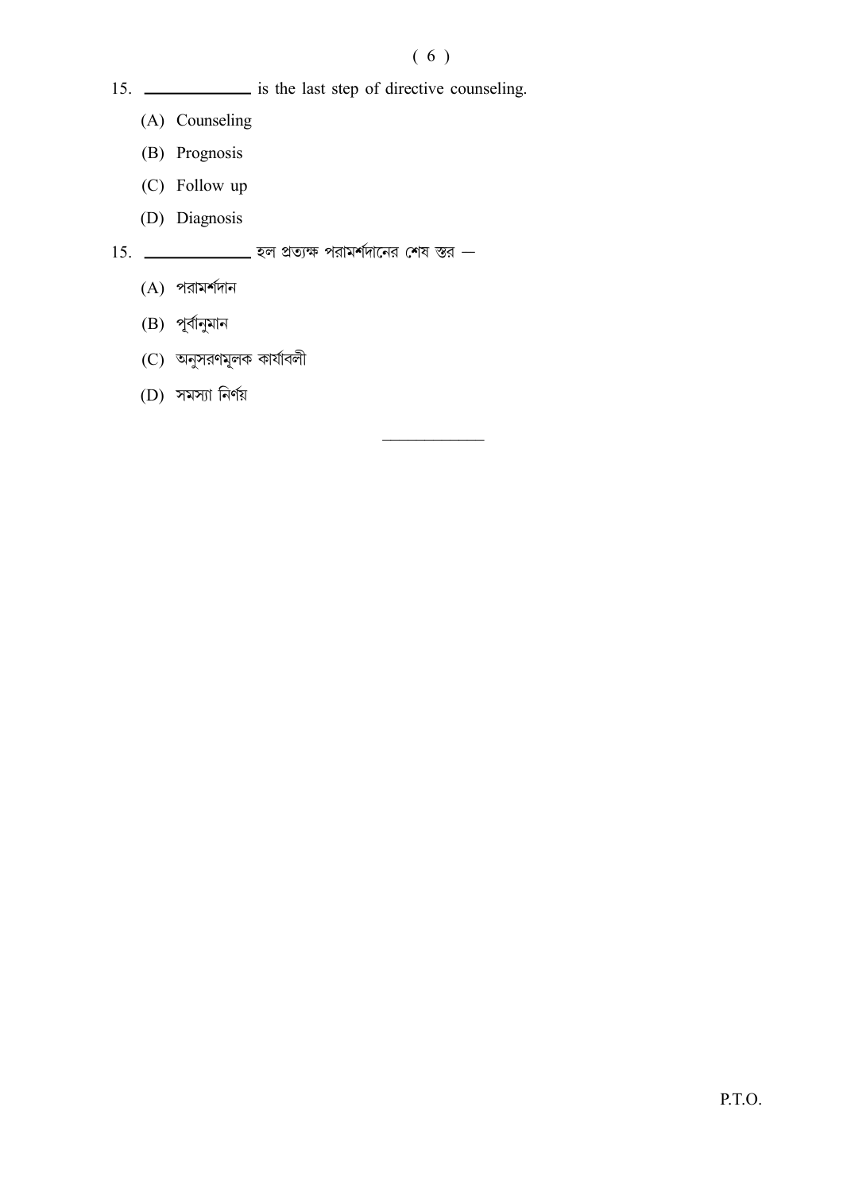15. ____________ is the last step of directive counseling.

(A) Counseling

(B) Prognosis

(C) Follow up

(D) Diagnosis

15. ____________ হল প্রত্যক্ষ পরামর্শদানের শেষ স্তর —

(A) পরামর্শদান

(B) পূর্বানুমান

(C) অনুসরণমূলক কার্যাবলী

(D) সমস্যা নির্ণয়

————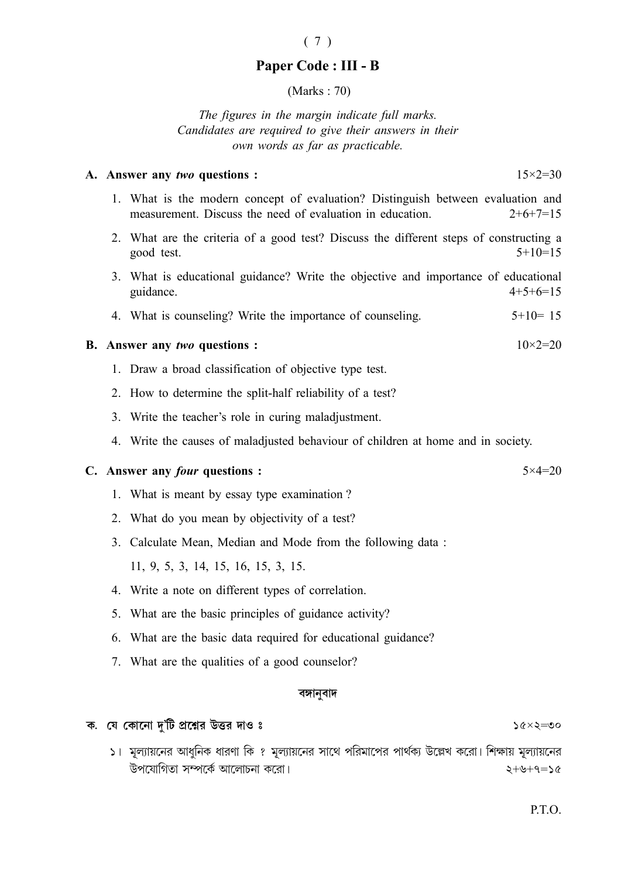## Paper Code : III - B

(Marks : 70)

*The figures in the margin indicate full marks.*
*Candidates are required to give their answers in their own words as far as practicable.*

**A. Answer any *two* questions :** 15×2=30

1. What is the modern concept of evaluation? Distinguish between evaluation and measurement. Discuss the need of evaluation in education. 2+6+7=15
2. What are the criteria of a good test? Discuss the different steps of constructing a good test. 5+10=15
3. What is educational guidance? Write the objective and importance of educational guidance. 4+5+6=15
4. What is counseling? Write the importance of counseling. 5+10= 15

**B. Answer any *two* questions :** 10×2=20

1. Draw a broad classification of objective type test.
2. How to determine the split-half reliability of a test?
3. Write the teacher's role in curing maladjustment.
4. Write the causes of maladjusted behaviour of children at home and in society.

**C. Answer any *four* questions :** 5×4=20

1. What is meant by essay type examination ?
2. What do you mean by objectivity of a test?
3. Calculate Mean, Median and Mode from the following data :

   11, 9, 5, 3, 14, 15, 16, 15, 3, 15.
4. Write a note on different types of correlation.
5. What are the basic principles of guidance activity?
6. What are the basic data required for educational guidance?
7. What are the qualities of a good counselor?

### বঙ্গানুবাদ

**ক. যে কোনো দু'টি প্রশ্নের উত্তর দাও ঃ** ১৫×২=৩০

১। মূল্যায়নের আধুনিক ধারণা কি ? মূল্যায়নের সাথে পরিমাপের পার্থক্য উল্লেখ করো। শিক্ষায় মূল্যায়নের উপযোগিতা সম্পর্কে আলোচনা করো। ২+৬+৭=১৫

P.T.O.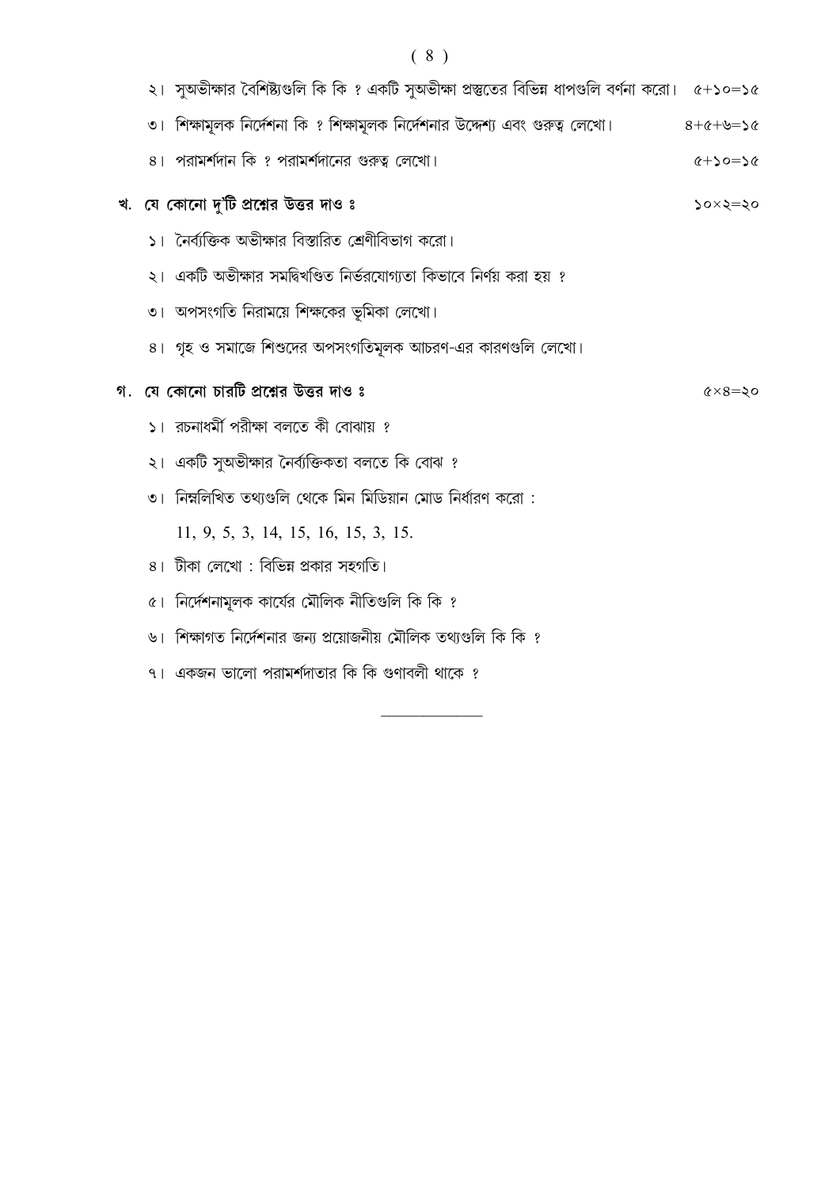২। সুঅভীক্ষার বৈশিষ্ট্যগুলি কি কি ? একটি সুঅভীক্ষা প্রস্তুতের বিভিন্ন ধাপগুলি বর্ণনা করো। ৫+১০=১৫

৩। শিক্ষামূলক নির্দেশনা কি ? শিক্ষামূলক নির্দেশনার উদ্দেশ্য এবং গুরুত্ব লেখো। ৪+৫+৬=১৫

৪। পরামর্শদান কি ? পরামর্শদানের গুরুত্ব লেখো। ৫+১০=১৫

## খ. যে কোনো দু'টি প্রশ্নের উত্তর দাও ঃ ১০×২=২০

১। নৈর্ব্যক্তিক অভীক্ষার বিস্তারিত শ্রেণীবিভাগ করো।

২। একটি অভীক্ষার সমদ্বিখণ্ডিত নির্ভরযোগ্যতা কিভাবে নির্ণয় করা হয় ?

৩। অপসংগতি নিরাময়ে শিক্ষকের ভূমিকা লেখো।

৪। গৃহ ও সমাজে শিশুদের অপসংগতিমূলক আচরণ-এর কারণগুলি লেখো।

## গ. যে কোনো চারটি প্রশ্নের উত্তর দাও ঃ ৫×৪=২০

১। রচনাধর্মী পরীক্ষা বলতে কী বোঝায় ?

২। একটি সুঅভীক্ষার নৈর্ব্যক্তিকতা বলতে কি বোঝ ?

৩। নিম্নলিখিত তথ্যগুলি থেকে মিন মিডিয়ান মোড নির্ধারণ করো :

11, 9, 5, 3, 14, 15, 16, 15, 3, 15.

৪। টীকা লেখো : বিভিন্ন প্রকার সহগতি।

৫। নির্দেশনামূলক কার্যের মৌলিক নীতিগুলি কি কি ?

৬। শিক্ষাগত নির্দেশনার জন্য প্রয়োজনীয় মৌলিক তথ্যগুলি কি কি ?

৭। একজন ভালো পরামর্শদাতার কি কি গুণাবলী থাকে ?